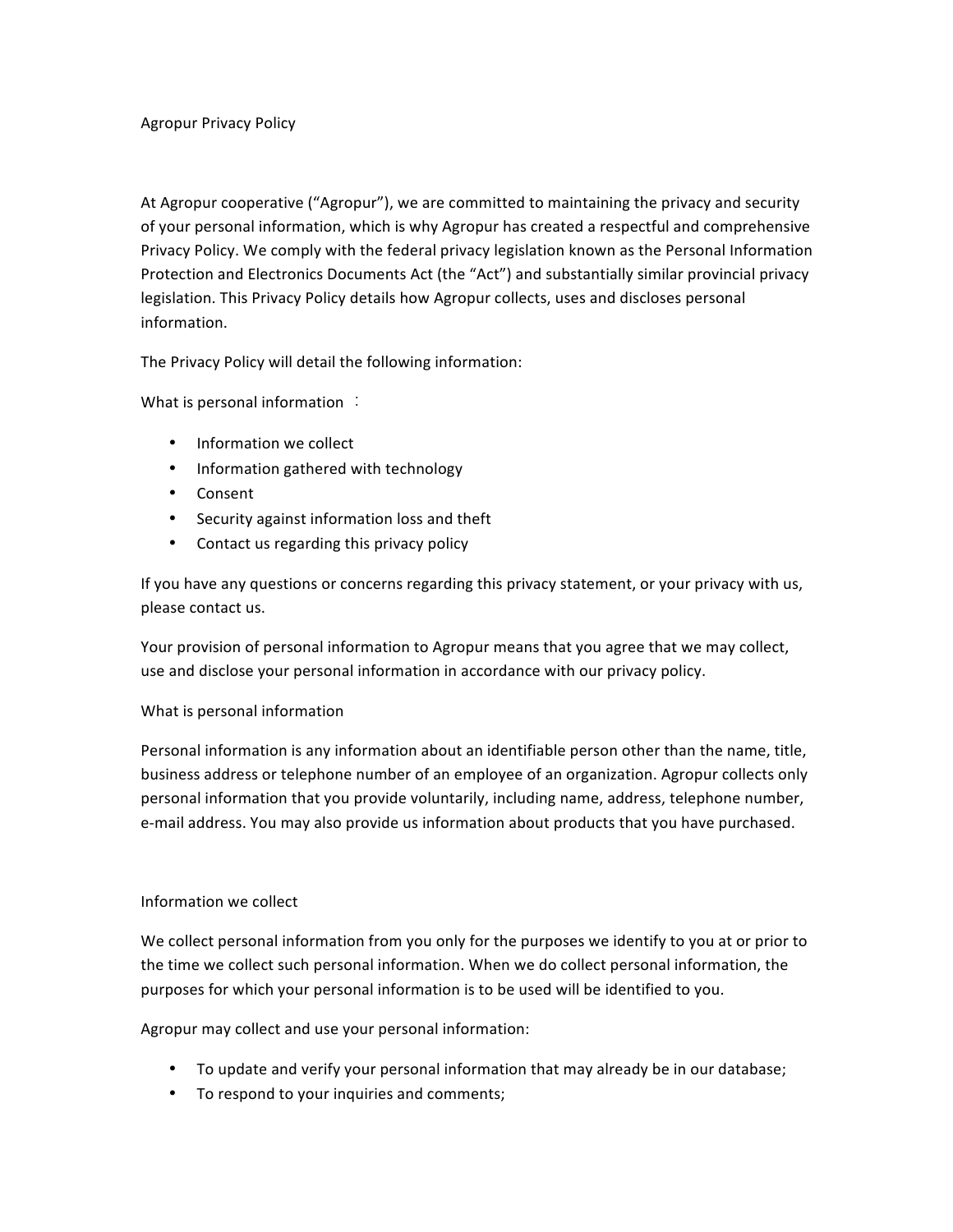# Agropur Privacy Policy

At Agropur cooperative ("Agropur"), we are committed to maintaining the privacy and security of your personal information, which is why Agropur has created a respectful and comprehensive Privacy Policy. We comply with the federal privacy legislation known as the Personal Information Protection and Electronics Documents Act (the "Act") and substantially similar provincial privacy legislation. This Privacy Policy details how Agropur collects, uses and discloses personal information.

The Privacy Policy will detail the following information:

What is personal information ：

- Information we collect
- Information gathered with technology
- Consent
- Security against information loss and theft
- Contact us regarding this privacy policy

If you have any questions or concerns regarding this privacy statement, or your privacy with us, please contact us.

Your provision of personal information to Agropur means that you agree that we may collect, use and disclose your personal information in accordance with our privacy policy.

## What is personal information

Personal information is any information about an identifiable person other than the name, title, business address or telephone number of an employee of an organization. Agropur collects only personal information that you provide voluntarily, including name, address, telephone number, e-mail address. You may also provide us information about products that you have purchased.

## Information we collect

We collect personal information from you only for the purposes we identify to you at or prior to the time we collect such personal information. When we do collect personal information, the purposes for which your personal information is to be used will be identified to you.

Agropur may collect and use your personal information:

- To update and verify your personal information that may already be in our database;
- To respond to your inquiries and comments;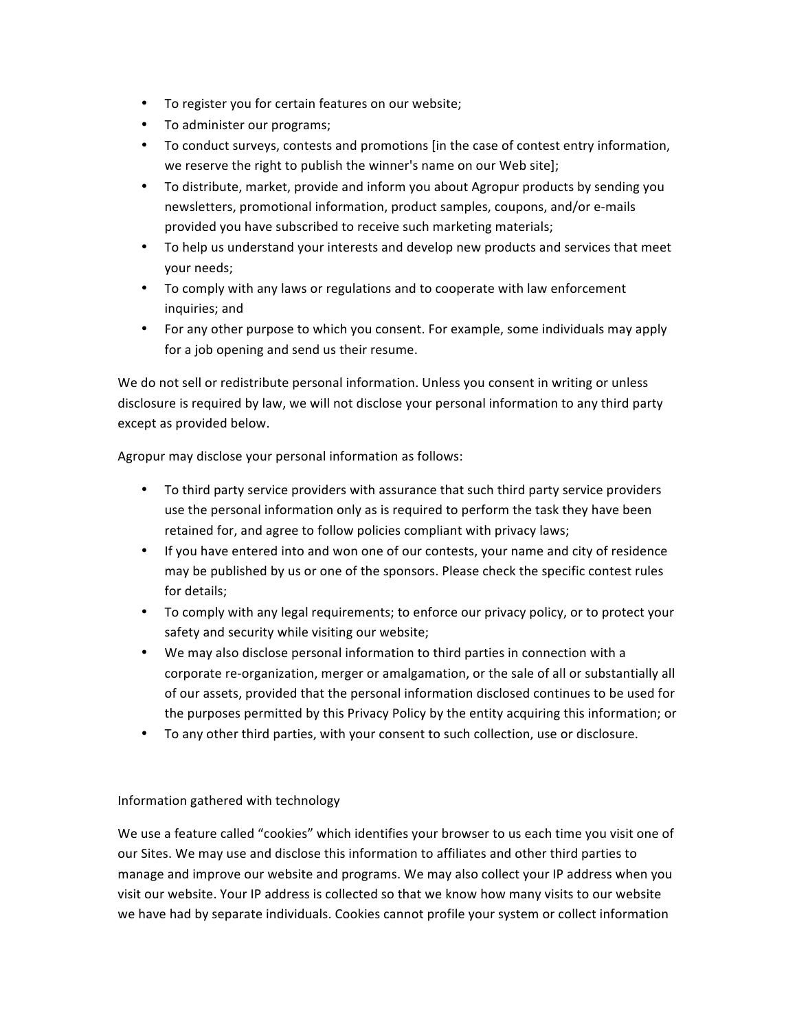- To register you for certain features on our website;
- To administer our programs;
- To conduct surveys, contests and promotions [in the case of contest entry information, we reserve the right to publish the winner's name on our Web site];
- To distribute, market, provide and inform you about Agropur products by sending you newsletters, promotional information, product samples, coupons, and/or e-mails provided you have subscribed to receive such marketing materials;
- To help us understand your interests and develop new products and services that meet your needs;
- To comply with any laws or regulations and to cooperate with law enforcement inquiries; and
- For any other purpose to which you consent. For example, some individuals may apply for a job opening and send us their resume.

We do not sell or redistribute personal information. Unless you consent in writing or unless disclosure is required by law, we will not disclose your personal information to any third party except as provided below.

Agropur may disclose your personal information as follows:

- To third party service providers with assurance that such third party service providers use the personal information only as is required to perform the task they have been retained for, and agree to follow policies compliant with privacy laws;
- If you have entered into and won one of our contests, your name and city of residence may be published by us or one of the sponsors. Please check the specific contest rules for details;
- To comply with any legal requirements; to enforce our privacy policy, or to protect your safety and security while visiting our website;
- We may also disclose personal information to third parties in connection with a corporate re-organization, merger or amalgamation, or the sale of all or substantially all of our assets, provided that the personal information disclosed continues to be used for the purposes permitted by this Privacy Policy by the entity acquiring this information; or
- To any other third parties, with your consent to such collection, use or disclosure.

Information gathered with technology

We use a feature called “cookies” which identifies your browser to us each time you visit one of our Sites. We may use and disclose this information to affiliates and other third parties to manage and improve our website and programs. We may also collect your IP address when you visit our website. Your IP address is collected so that we know how many visits to our website we have had by separate individuals. Cookies cannot profile your system or collect information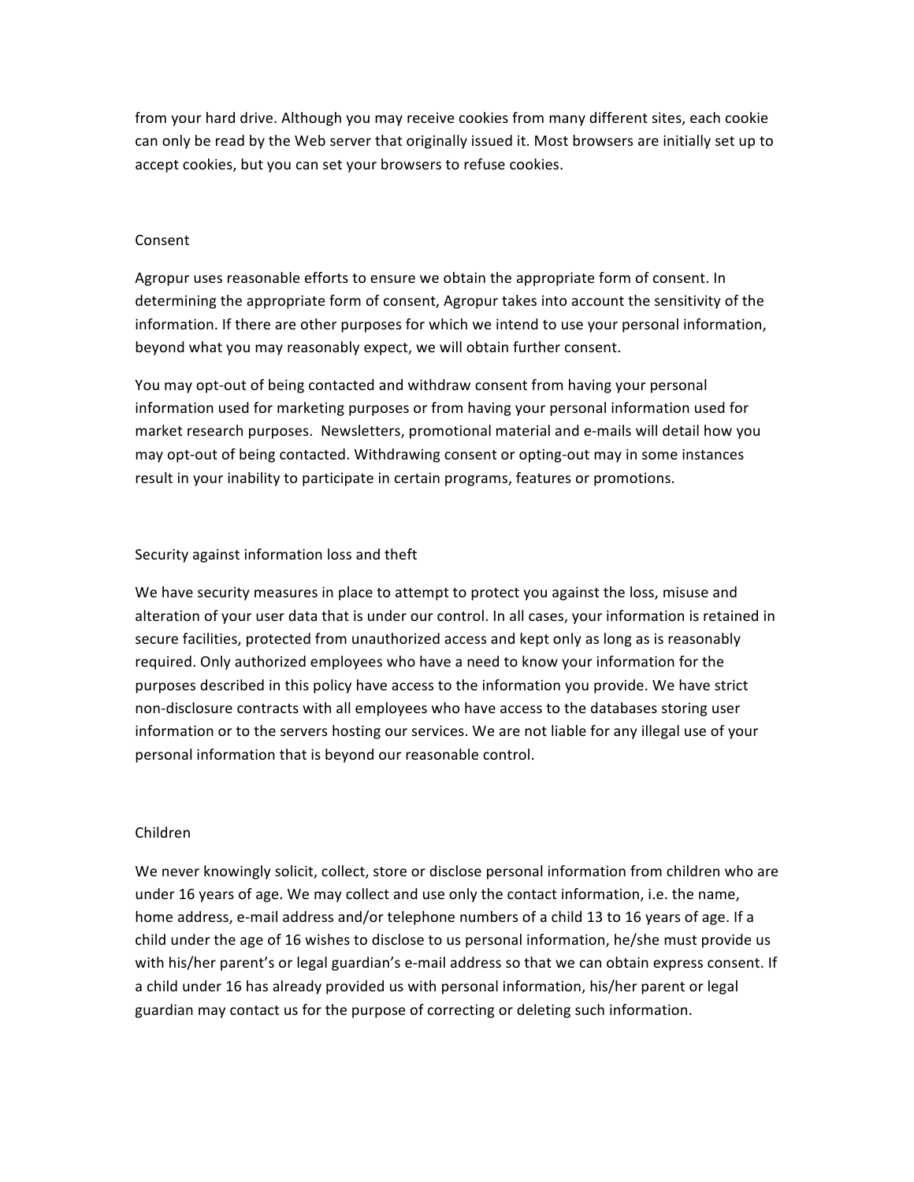from your hard drive. Although you may receive cookies from many different sites, each cookie can only be read by the Web server that originally issued it. Most browsers are initially set up to accept cookies, but you can set your browsers to refuse cookies.

## Consent

Agropur uses reasonable efforts to ensure we obtain the appropriate form of consent. In determining the appropriate form of consent, Agropur takes into account the sensitivity of the information. If there are other purposes for which we intend to use your personal information, beyond what you may reasonably expect, we will obtain further consent.

You may opt-out of being contacted and withdraw consent from having your personal information used for marketing purposes or from having your personal information used for market research purposes. Newsletters, promotional material and e-mails will detail how you may opt-out of being contacted. Withdrawing consent or opting-out may in some instances result in your inability to participate in certain programs, features or promotions.

## Security against information loss and theft

We have security measures in place to attempt to protect you against the loss, misuse and alteration of your user data that is under our control. In all cases, your information is retained in secure facilities, protected from unauthorized access and kept only as long as is reasonably required. Only authorized employees who have a need to know your information for the purposes described in this policy have access to the information you provide. We have strict non-disclosure contracts with all employees who have access to the databases storing user information or to the servers hosting our services. We are not liable for any illegal use of your personal information that is beyond our reasonable control.

## Children

We never knowingly solicit, collect, store or disclose personal information from children who are under 16 years of age. We may collect and use only the contact information, i.e. the name, home address, e-mail address and/or telephone numbers of a child 13 to 16 years of age. If a child under the age of 16 wishes to disclose to us personal information, he/she must provide us with his/her parent's or legal guardian's e-mail address so that we can obtain express consent. If a child under 16 has already provided us with personal information, his/her parent or legal guardian may contact us for the purpose of correcting or deleting such information.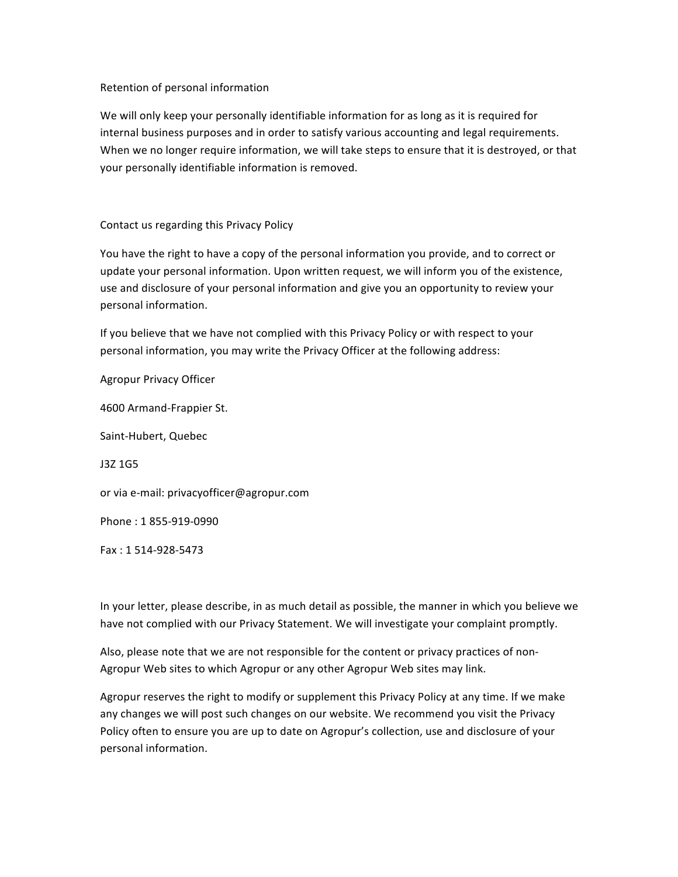## Retention of personal information

We will only keep your personally identifiable information for as long as it is required for internal business purposes and in order to satisfy various accounting and legal requirements. When we no longer require information, we will take steps to ensure that it is destroyed, or that your personally identifiable information is removed.

## Contact us regarding this Privacy Policy

You have the right to have a copy of the personal information you provide, and to correct or update your personal information. Upon written request, we will inform you of the existence, use and disclosure of your personal information and give you an opportunity to review your personal information.

If you believe that we have not complied with this Privacy Policy or with respect to your personal information, you may write the Privacy Officer at the following address:

Agropur Privacy Officer

4600 Armand-Frappier St.

Saint-Hubert, Quebec

J3Z 1G5

or via e-mail: privacyofficer@agropur.com

Phone : 1 855-919-0990

Fax : 1 514-928-5473

In your letter, please describe, in as much detail as possible, the manner in which you believe we have not complied with our Privacy Statement. We will investigate your complaint promptly.

Also, please note that we are not responsible for the content or privacy practices of non-Agropur Web sites to which Agropur or any other Agropur Web sites may link.

Agropur reserves the right to modify or supplement this Privacy Policy at any time. If we make any changes we will post such changes on our website. We recommend you visit the Privacy Policy often to ensure you are up to date on Agropur's collection, use and disclosure of your personal information.